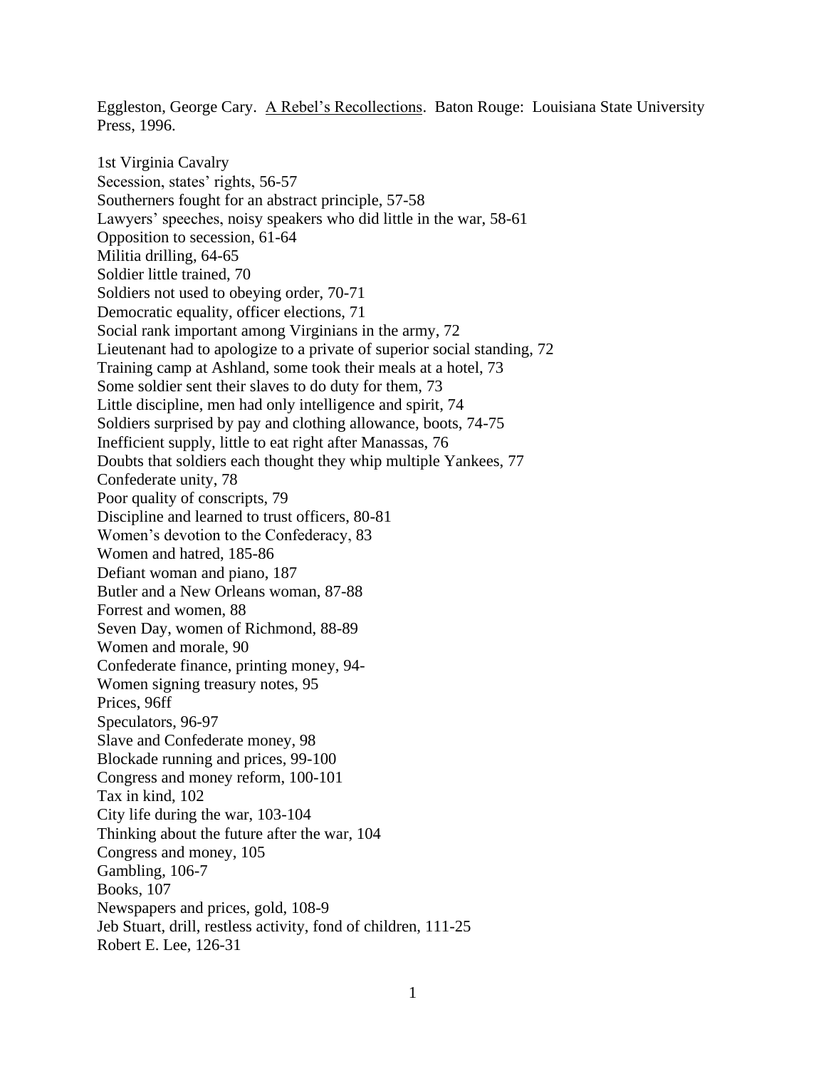Eggleston, George Cary. A Rebel's Recollections. Baton Rouge: Louisiana State University Press, 1996.

1st Virginia Cavalry
Secession, states' rights, 56-57
Southerners fought for an abstract principle, 57-58
Lawyers' speeches, noisy speakers who did little in the war, 58-61
Opposition to secession, 61-64
Militia drilling, 64-65
Soldier little trained, 70
Soldiers not used to obeying order, 70-71
Democratic equality, officer elections, 71
Social rank important among Virginians in the army, 72
Lieutenant had to apologize to a private of superior social standing, 72
Training camp at Ashland, some took their meals at a hotel, 73
Some soldier sent their slaves to do duty for them, 73
Little discipline, men had only intelligence and spirit, 74
Soldiers surprised by pay and clothing allowance, boots, 74-75
Inefficient supply, little to eat right after Manassas, 76
Doubts that soldiers each thought they whip multiple Yankees, 77
Confederate unity, 78
Poor quality of conscripts, 79
Discipline and learned to trust officers, 80-81
Women's devotion to the Confederacy, 83
Women and hatred, 185-86
Defiant woman and piano, 187
Butler and a New Orleans woman, 87-88
Forrest and women, 88
Seven Day, women of Richmond, 88-89
Women and morale, 90
Confederate finance, printing money, 94-
Women signing treasury notes, 95
Prices, 96ff
Speculators, 96-97
Slave and Confederate money, 98
Blockade running and prices, 99-100
Congress and money reform, 100-101
Tax in kind, 102
City life during the war, 103-104
Thinking about the future after the war, 104
Congress and money, 105
Gambling, 106-7
Books, 107
Newspapers and prices, gold, 108-9
Jeb Stuart, drill, restless activity, fond of children, 111-25
Robert E. Lee, 126-31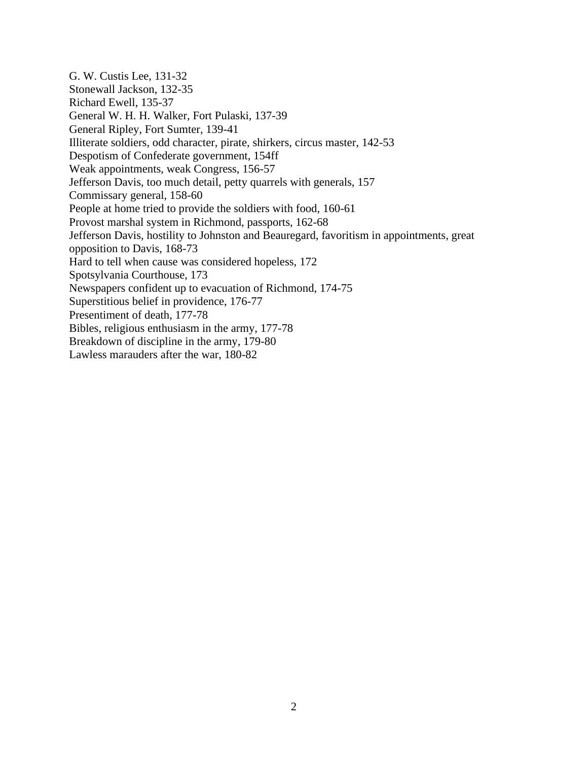G. W. Custis Lee, 131-32
Stonewall Jackson, 132-35
Richard Ewell, 135-37
General W. H. H. Walker, Fort Pulaski, 137-39
General Ripley, Fort Sumter, 139-41
Illiterate soldiers, odd character, pirate, shirkers, circus master, 142-53
Despotism of Confederate government, 154ff
Weak appointments, weak Congress, 156-57
Jefferson Davis, too much detail, petty quarrels with generals, 157
Commissary general, 158-60
People at home tried to provide the soldiers with food, 160-61
Provost marshal system in Richmond, passports, 162-68
Jefferson Davis, hostility to Johnston and Beauregard, favoritism in appointments, great opposition to Davis, 168-73
Hard to tell when cause was considered hopeless, 172
Spotsylvania Courthouse, 173
Newspapers confident up to evacuation of Richmond, 174-75
Superstitious belief in providence, 176-77
Presentiment of death, 177-78
Bibles, religious enthusiasm in the army, 177-78
Breakdown of discipline in the army, 179-80
Lawless marauders after the war, 180-82